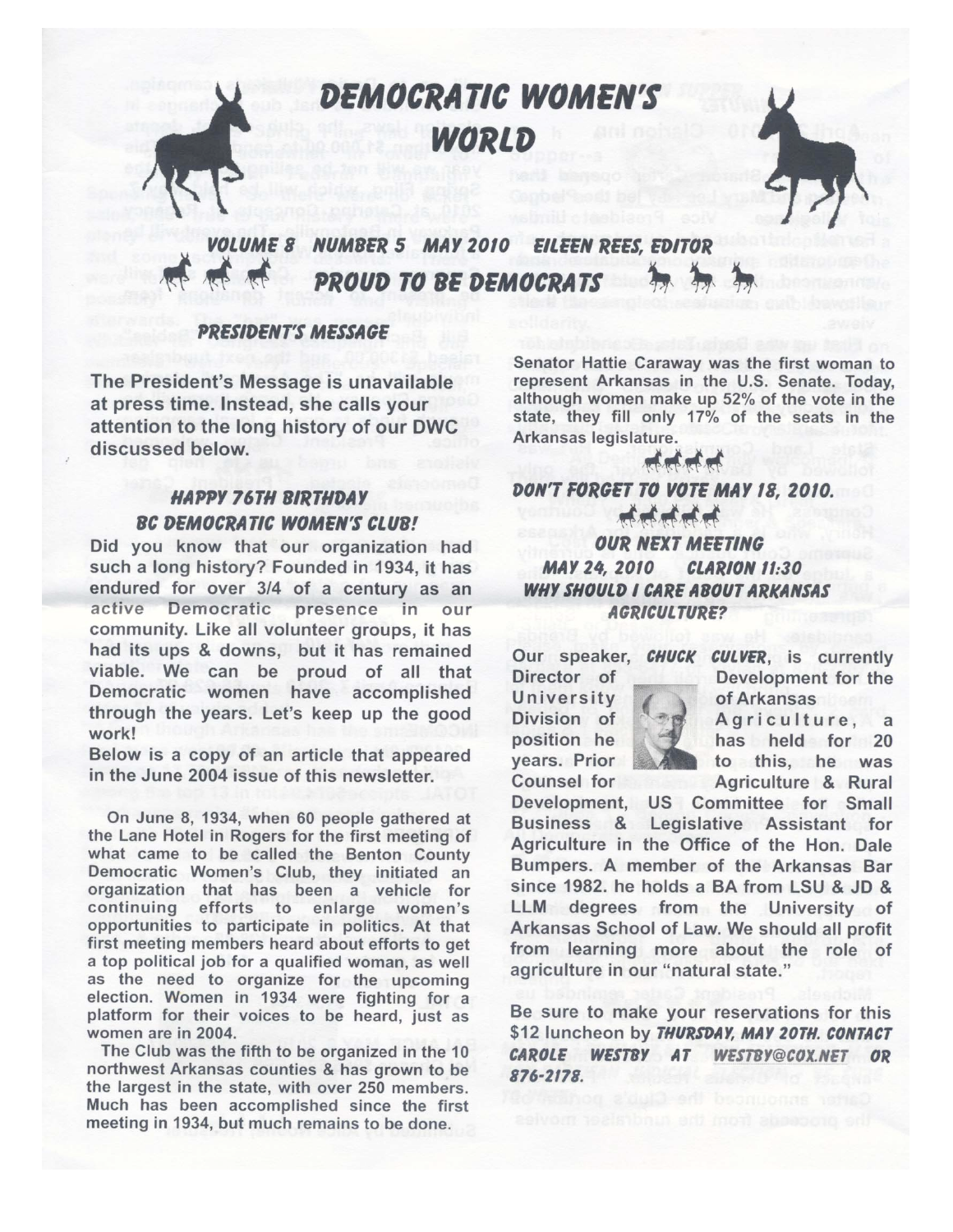# DEMOCRATIC WOMEN'S WORLD

**VOLUME 8 NUMBER 5 MAY 2010 EILEEN REES, EDITOR**

**PROUD TO BE DEMOCRATS**

## PRESIDENT'S MESSAGE

**The President's Message is unavailable at press time. Instead, she calls your attention to the long history of our DWC discussed below.**

## HAPPY 76TH BIRTHDAY BC DEMOCRATIC WOMEN'S CLUB!

**Did you know that our organization had such a long history? Founded in 1934, it has endured for over 3/4 of a century as an active Democratic presence in our community. Like all volunteer groups, it has had its ups & downs, but it has remained viable. We can be proud of all that Democratic women have accomplished through the years. Let's keep up the good work!**

**Below is a copy of an article that appeared in the June 2004 issue of this newsletter.**

**On June 8, 1934, when 60 people gathered at the Lane Hotel in Rogers for the first meeting of what came to be called the Benton County Democratic Women's Club, they initiated an organization that has been a vehicle for continuing efforts to enlarge women's opportunities to participate in politics. At that first meeting members heard about efforts to get a top political job for a qualified woman, as well as the need to organize for the upcoming election. Women in 1934 were fighting for a platform for their voices to be heard, just as women are in 2004.**

**The Club was the fifth to be organized in the 10 northwest Arkansas counties & has grown to be the largest in the state, with over 250 members. Much has been accomplished since the first meeting in 1934, but much remains to be done.**

**Senator Hattie Caraway was the first woman to represent Arkansas in the U.S. Senate. Today, although women make up 52% of the vote in the state, they fill only 17% of the seats in the Arkansas legislature.**

## DON'T FORGET TO VOTE MAY 18, 2010.

## OUR NEXT MEETING

### MAY 24, 2010 CLARION 11:30

### WHY SHOULD I CARE ABOUT ARKANSAS AGRICULTURE?

**Our speaker, *CHUCK CULVER*, is currently Director of Development for the University of Arkansas Division of Agriculture, a position he has held for 20 years. Prior to this, he was Counsel for Agriculture & Rural Development, US Committee for Small Business & Legislative Assistant for Agriculture in the Office of the Hon. Dale Bumpers. A member of the Arkansas Bar since 1982. he holds a BA from LSU & JD & LLM degrees from the University of Arkansas School of Law. We should all profit from learning more about the role of agriculture in our "natural state."**

**Be sure to make your reservations for this $12 luncheon by *THURSDAY, MAY 20TH. CONTACT CAROLE WESTBY AT WESTBY@COX.NET OR 876-2178.***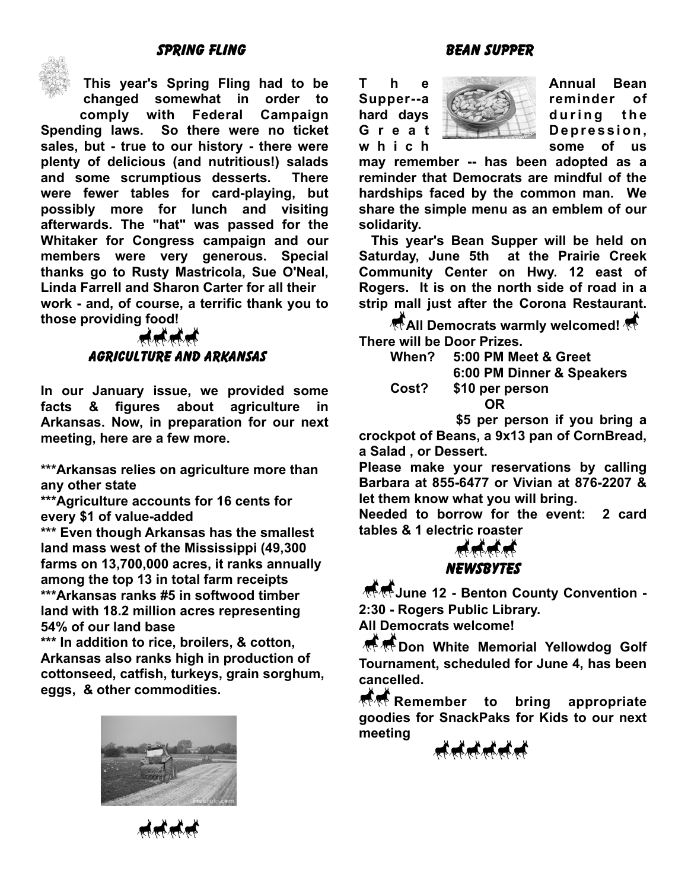## SPRING FLING

**This year's Spring Fling had to be changed somewhat in order to comply with Federal Campaign Spending laws. So there were no ticket sales, but - true to our history - there were plenty of delicious (and nutritious!) salads and some scrumptious desserts. There were fewer tables for card-playing, but possibly more for lunch and visiting afterwards. The "hat" was passed for the Whitaker for Congress campaign and our members were very generous. Special thanks go to Rusty Mastricola, Sue O'Neal, Linda Farrell and Sharon Carter for all their work - and, of course, a terrific thank you to those providing food!**

## AGRICULTURE AND ARKANSAS

**In our January issue, we provided some facts & figures about agriculture in Arkansas. Now, in preparation for our next meeting, here are a few more.**

**\*\*\*Arkansas relies on agriculture more than any other state**

**\*\*\*Agriculture accounts for 16 cents for every $1 of value-added**

**\*\*\* Even though Arkansas has the smallest land mass west of the Mississippi (49,300 farms on 13,700,000 acres, it ranks annually among the top 13 in total farm receipts**

**\*\*\*Arkansas ranks #5 in softwood timber land with 18.2 million acres representing 54% of our land base**

**\*\*\* In addition to rice, broilers, & cotton, Arkansas also ranks high in production of cottonseed, catfish, turkeys, grain sorghum, eggs, & other commodities.**

## BEAN SUPPER

**The Annual Bean Supper--a reminder of hard days during the Great Depression, which some of us may remember -- has been adopted as a reminder that Democrats are mindful of the hardships faced by the common man. We share the simple menu as an emblem of our solidarity.**

**This year's Bean Supper will be held on Saturday, June 5th at the Prairie Creek Community Center on Hwy. 12 east of Rogers. It is on the north side of road in a strip mall just after the Corona Restaurant.**

**All Democrats warmly welcomed!**

**There will be Door Prizes.**

**When? 5:00 PM Meet & Greet**
**6:00 PM Dinner & Speakers**

**Cost? $10 per person**
**OR**
**$5 per person if you bring a crockpot of Beans, a 9x13 pan of CornBread, a Salad , or Dessert.**

**Please make your reservations by calling Barbara at 855-6477 or Vivian at 876-2207 & let them know what you will bring.**

**Needed to borrow for the event: 2 card tables & 1 electric roaster**

## NEWSBYTES

**June 12 - Benton County Convention - 2:30 - Rogers Public Library.**
**All Democrats welcome!**

**Don White Memorial Yellowdog Golf Tournament, scheduled for June 4, has been cancelled.**

**Remember to bring appropriate goodies for SnackPaks for Kids to our next meeting**